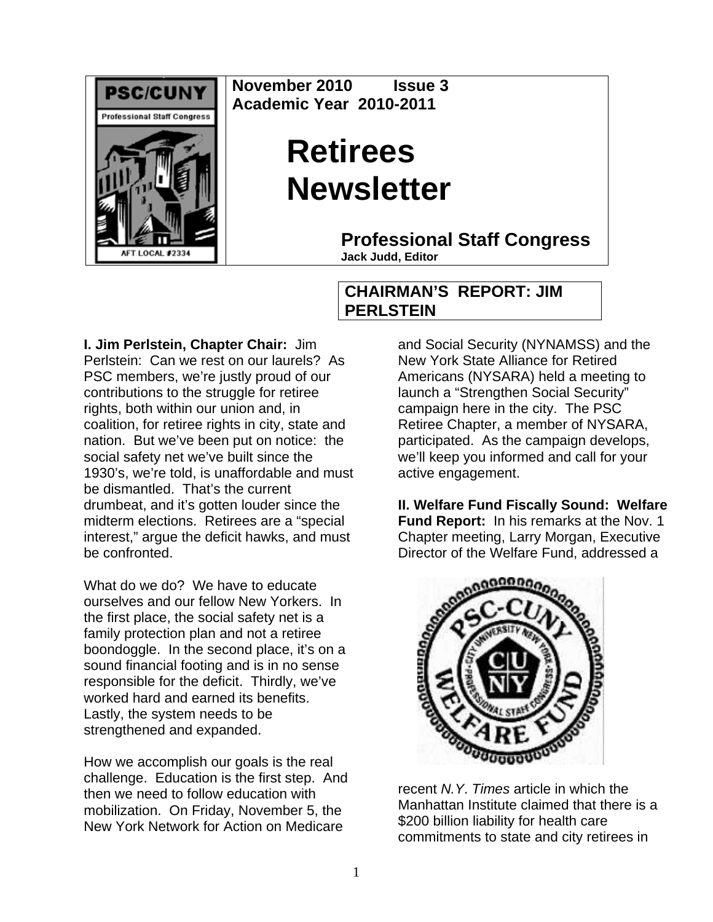November 2010 Issue 3
Academic Year 2010-2011

# Retirees Newsletter

## Professional Staff Congress

**Jack Judd, Editor**

## CHAIRMAN'S REPORT: JIM PERLSTEIN

**I. Jim Perlstein, Chapter Chair:** Jim Perlstein: Can we rest on our laurels? As PSC members, we're justly proud of our contributions to the struggle for retiree rights, both within our union and, in coalition, for retiree rights in city, state and nation. But we've been put on notice: the social safety net we've built since the 1930's, we're told, is unaffordable and must be dismantled. That's the current drumbeat, and it's gotten louder since the midterm elections. Retirees are a "special interest," argue the deficit hawks, and must be confronted.

What do we do? We have to educate ourselves and our fellow New Yorkers. In the first place, the social safety net is a family protection plan and not a retiree boondoggle. In the second place, it's on a sound financial footing and is in no sense responsible for the deficit. Thirdly, we've worked hard and earned its benefits. Lastly, the system needs to be strengthened and expanded.

How we accomplish our goals is the real challenge. Education is the first step. And then we need to follow education with mobilization. On Friday, November 5, the New York Network for Action on Medicare and Social Security (NYNAMSS) and the New York State Alliance for Retired Americans (NYSARA) held a meeting to launch a "Strengthen Social Security" campaign here in the city. The PSC Retiree Chapter, a member of NYSARA, participated. As the campaign develops, we'll keep you informed and call for your active engagement.

**II. Welfare Fund Fiscally Sound: Welfare Fund Report:** In his remarks at the Nov. 1 Chapter meeting, Larry Morgan, Executive Director of the Welfare Fund, addressed a recent *N.Y. Times* article in which the Manhattan Institute claimed that there is a \$200 billion liability for health care commitments to state and city retirees in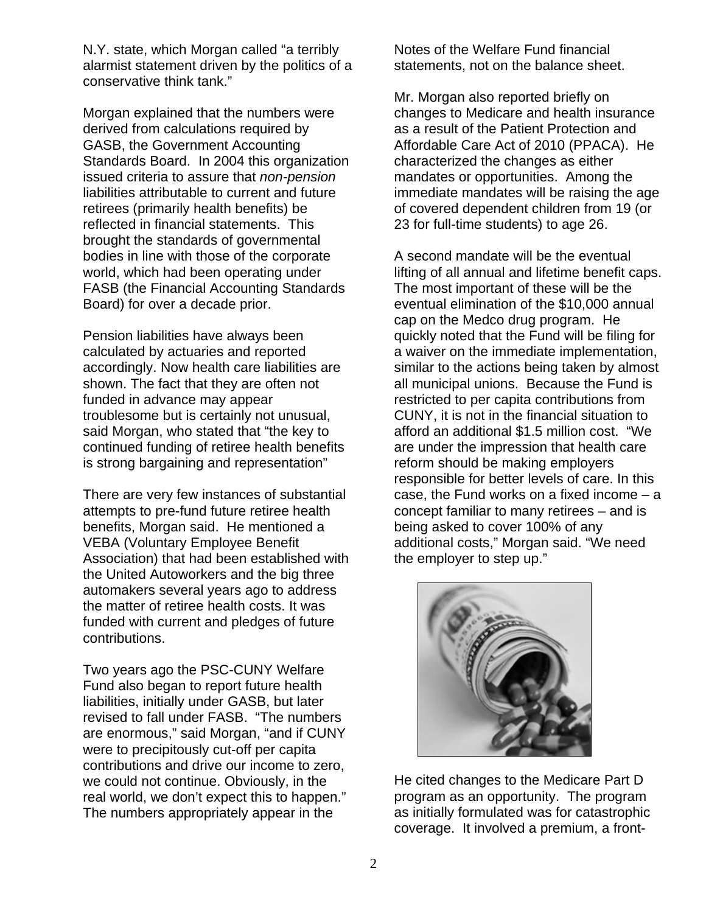N.Y. state, which Morgan called "a terribly alarmist statement driven by the politics of a conservative think tank."

Morgan explained that the numbers were derived from calculations required by GASB, the Government Accounting Standards Board. In 2004 this organization issued criteria to assure that *non-pension* liabilities attributable to current and future retirees (primarily health benefits) be reflected in financial statements. This brought the standards of governmental bodies in line with those of the corporate world, which had been operating under FASB (the Financial Accounting Standards Board) for over a decade prior.

Pension liabilities have always been calculated by actuaries and reported accordingly. Now health care liabilities are shown. The fact that they are often not funded in advance may appear troublesome but is certainly not unusual, said Morgan, who stated that "the key to continued funding of retiree health benefits is strong bargaining and representation"

There are very few instances of substantial attempts to pre-fund future retiree health benefits, Morgan said. He mentioned a VEBA (Voluntary Employee Benefit Association) that had been established with the United Autoworkers and the big three automakers several years ago to address the matter of retiree health costs. It was funded with current and pledges of future contributions.

Two years ago the PSC-CUNY Welfare Fund also began to report future health liabilities, initially under GASB, but later revised to fall under FASB. "The numbers are enormous," said Morgan, "and if CUNY were to precipitously cut-off per capita contributions and drive our income to zero, we could not continue. Obviously, in the real world, we don't expect this to happen." The numbers appropriately appear in the Notes of the Welfare Fund financial statements, not on the balance sheet.

Mr. Morgan also reported briefly on changes to Medicare and health insurance as a result of the Patient Protection and Affordable Care Act of 2010 (PPACA). He characterized the changes as either mandates or opportunities. Among the immediate mandates will be raising the age of covered dependent children from 19 (or 23 for full-time students) to age 26.

A second mandate will be the eventual lifting of all annual and lifetime benefit caps. The most important of these will be the eventual elimination of the $10,000 annual cap on the Medco drug program. He quickly noted that the Fund will be filing for a waiver on the immediate implementation, similar to the actions being taken by almost all municipal unions. Because the Fund is restricted to per capita contributions from CUNY, it is not in the financial situation to afford an additional $1.5 million cost. "We are under the impression that health care reform should be making employers responsible for better levels of care. In this case, the Fund works on a fixed income – a concept familiar to many retirees – and is being asked to cover 100% of any additional costs," Morgan said. "We need the employer to step up."

He cited changes to the Medicare Part D program as an opportunity. The program as initially formulated was for catastrophic coverage. It involved a premium, a front-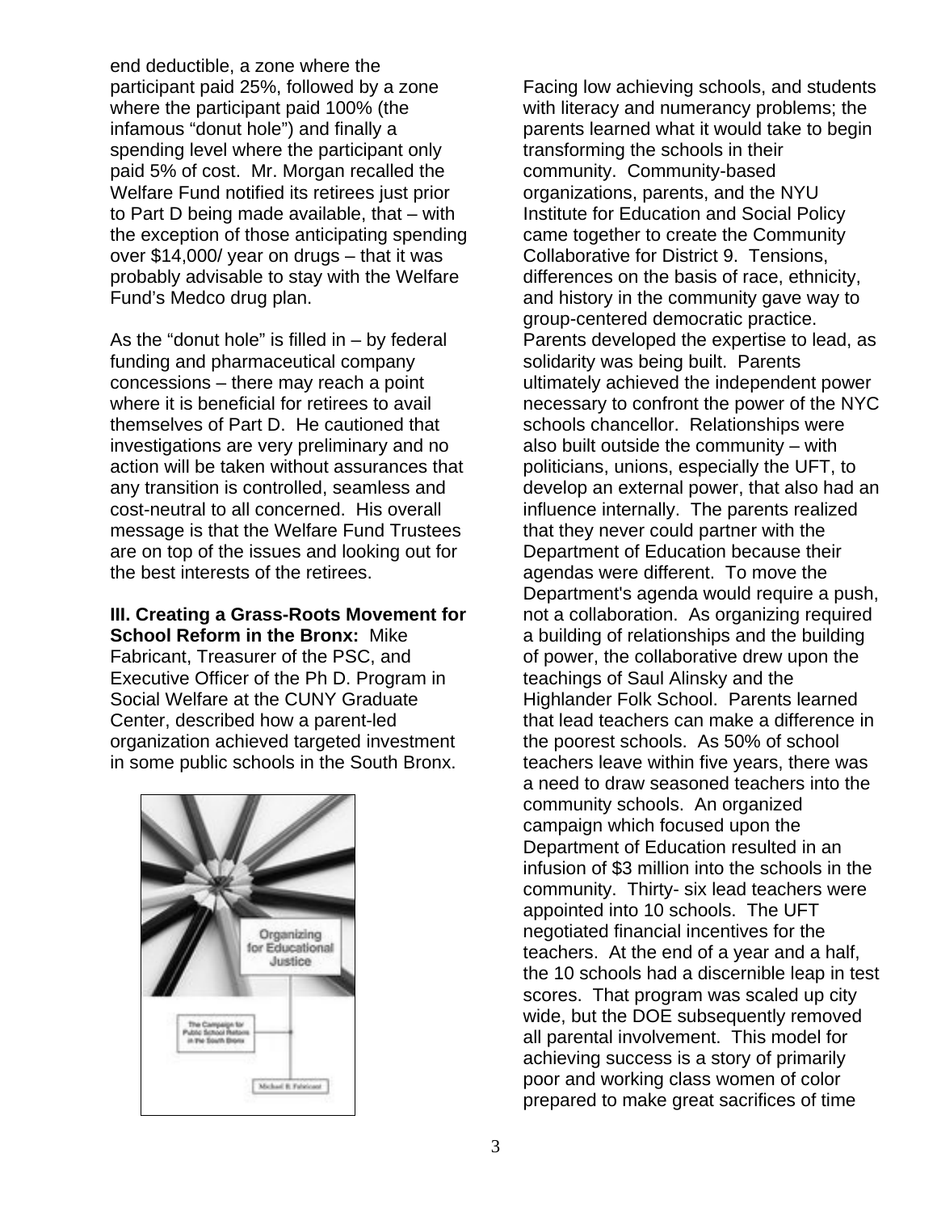end deductible, a zone where the participant paid 25%, followed by a zone where the participant paid 100% (the infamous "donut hole") and finally a spending level where the participant only paid 5% of cost. Mr. Morgan recalled the Welfare Fund notified its retirees just prior to Part D being made available, that – with the exception of those anticipating spending over $14,000/ year on drugs – that it was probably advisable to stay with the Welfare Fund's Medco drug plan.

As the "donut hole" is filled in – by federal funding and pharmaceutical company concessions – there may reach a point where it is beneficial for retirees to avail themselves of Part D. He cautioned that investigations are very preliminary and no action will be taken without assurances that any transition is controlled, seamless and cost-neutral to all concerned. His overall message is that the Welfare Fund Trustees are on top of the issues and looking out for the best interests of the retirees.

**III. Creating a Grass-Roots Movement for School Reform in the Bronx:** Mike Fabricant, Treasurer of the PSC, and Executive Officer of the Ph D. Program in Social Welfare at the CUNY Graduate Center, described how a parent-led organization achieved targeted investment in some public schools in the South Bronx.

Facing low achieving schools, and students with literacy and numerancy problems; the parents learned what it would take to begin transforming the schools in their community. Community-based organizations, parents, and the NYU Institute for Education and Social Policy came together to create the Community Collaborative for District 9. Tensions, differences on the basis of race, ethnicity, and history in the community gave way to group-centered democratic practice. Parents developed the expertise to lead, as solidarity was being built. Parents ultimately achieved the independent power necessary to confront the power of the NYC schools chancellor. Relationships were also built outside the community – with politicians, unions, especially the UFT, to develop an external power, that also had an influence internally. The parents realized that they never could partner with the Department of Education because their agendas were different. To move the Department's agenda would require a push, not a collaboration. As organizing required a building of relationships and the building of power, the collaborative drew upon the teachings of Saul Alinsky and the Highlander Folk School. Parents learned that lead teachers can make a difference in the poorest schools. As 50% of school teachers leave within five years, there was a need to draw seasoned teachers into the community schools. An organized campaign which focused upon the Department of Education resulted in an infusion of $3 million into the schools in the community. Thirty- six lead teachers were appointed into 10 schools. The UFT negotiated financial incentives for the teachers. At the end of a year and a half, the 10 schools had a discernible leap in test scores. That program was scaled up city wide, but the DOE subsequently removed all parental involvement. This model for achieving success is a story of primarily poor and working class women of color prepared to make great sacrifices of time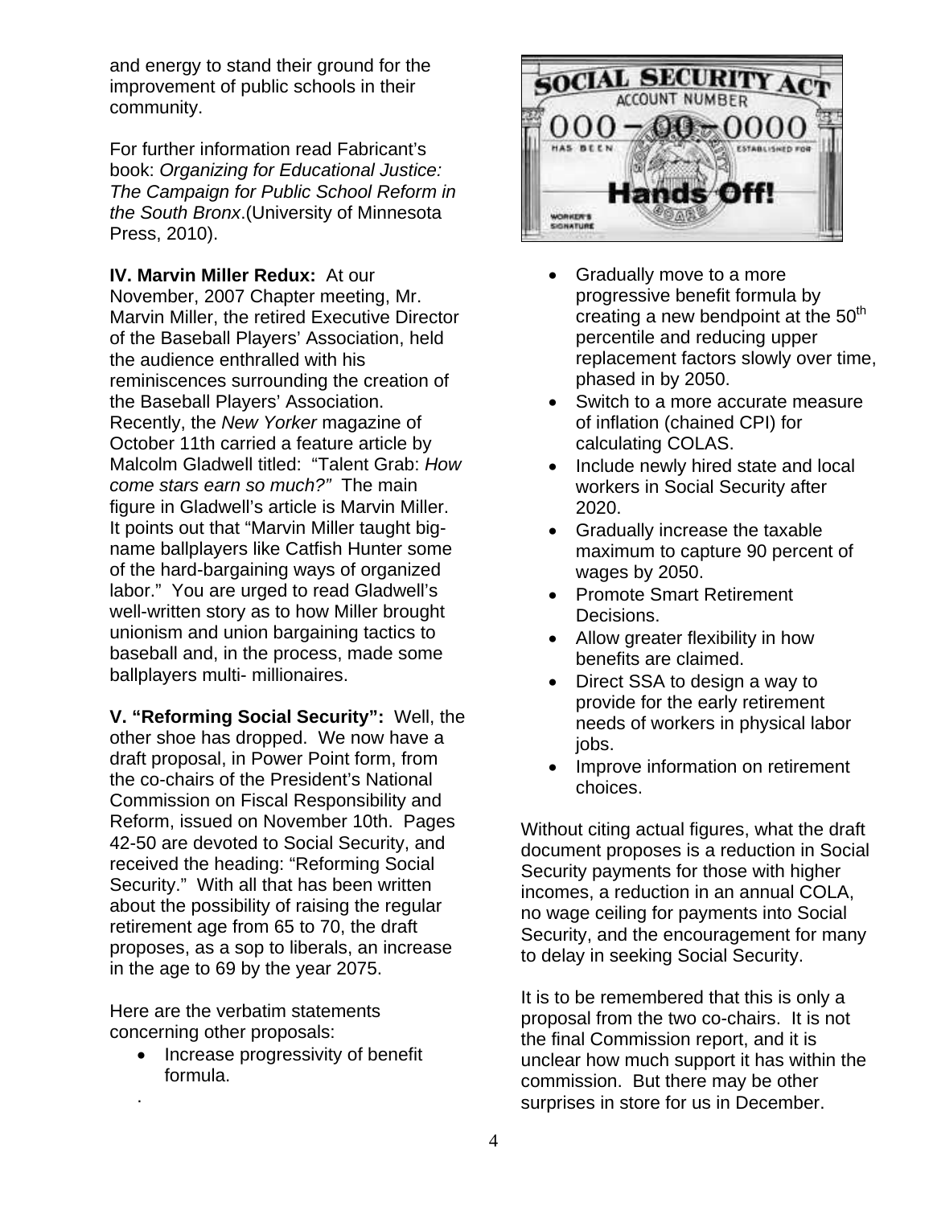and energy to stand their ground for the improvement of public schools in their community.

For further information read Fabricant's book: *Organizing for Educational Justice: The Campaign for Public School Reform in the South Bronx*.(University of Minnesota Press, 2010).

**IV. Marvin Miller Redux:** At our November, 2007 Chapter meeting, Mr. Marvin Miller, the retired Executive Director of the Baseball Players' Association, held the audience enthralled with his reminiscences surrounding the creation of the Baseball Players' Association. Recently, the *New Yorker* magazine of October 11th carried a feature article by Malcolm Gladwell titled: "Talent Grab: *How come stars earn so much?"* The main figure in Gladwell's article is Marvin Miller. It points out that "Marvin Miller taught big-name ballplayers like Catfish Hunter some of the hard-bargaining ways of organized labor." You are urged to read Gladwell's well-written story as to how Miller brought unionism and union bargaining tactics to baseball and, in the process, made some ballplayers multi- millionaires.

**V. "Reforming Social Security":** Well, the other shoe has dropped. We now have a draft proposal, in Power Point form, from the co-chairs of the President's National Commission on Fiscal Responsibility and Reform, issued on November 10th. Pages 42-50 are devoted to Social Security, and received the heading: "Reforming Social Security." With all that has been written about the possibility of raising the regular retirement age from 65 to 70, the draft proposes, as a sop to liberals, an increase in the age to 69 by the year 2075.

Here are the verbatim statements concerning other proposals:

- Increase progressivity of benefit formula.
- Gradually move to a more progressive benefit formula by creating a new bendpoint at the 50th percentile and reducing upper replacement factors slowly over time, phased in by 2050.
- Switch to a more accurate measure of inflation (chained CPI) for calculating COLAS.
- Include newly hired state and local workers in Social Security after 2020.
- Gradually increase the taxable maximum to capture 90 percent of wages by 2050.
- Promote Smart Retirement Decisions.
- Allow greater flexibility in how benefits are claimed.
- Direct SSA to design a way to provide for the early retirement needs of workers in physical labor jobs.
- Improve information on retirement choices.

Without citing actual figures, what the draft document proposes is a reduction in Social Security payments for those with higher incomes, a reduction in an annual COLA, no wage ceiling for payments into Social Security, and the encouragement for many to delay in seeking Social Security.

It is to be remembered that this is only a proposal from the two co-chairs. It is not the final Commission report, and it is unclear how much support it has within the commission. But there may be other surprises in store for us in December.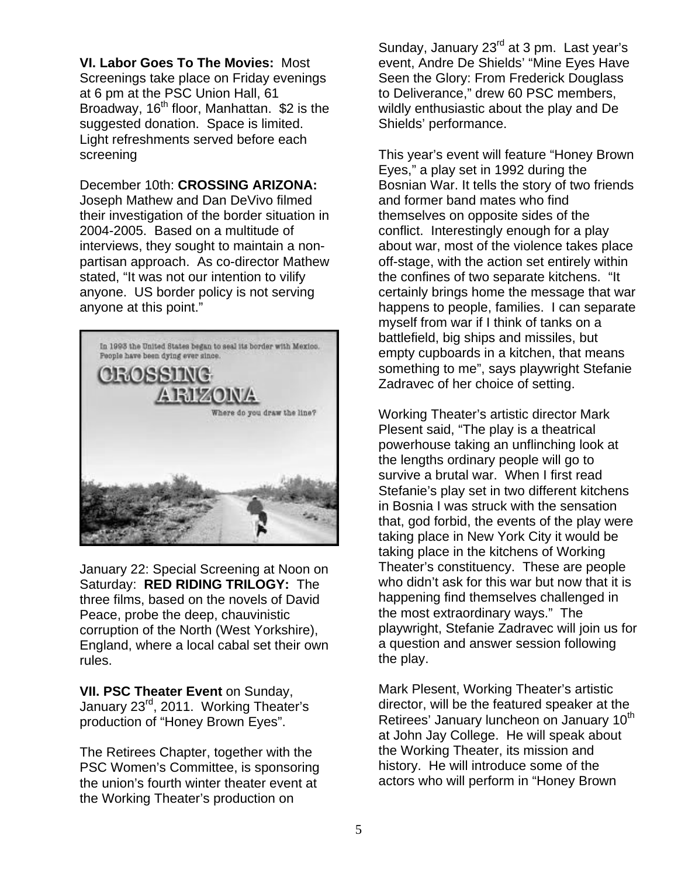**VI. Labor Goes To The Movies:** Most Screenings take place on Friday evenings at 6 pm at the PSC Union Hall, 61 Broadway, 16th floor, Manhattan. $2 is the suggested donation. Space is limited. Light refreshments served before each screening

December 10th: **CROSSING ARIZONA:** Joseph Mathew and Dan DeVivo filmed their investigation of the border situation in 2004-2005. Based on a multitude of interviews, they sought to maintain a non-partisan approach. As co-director Mathew stated, "It was not our intention to vilify anyone. US border policy is not serving anyone at this point."

January 22: Special Screening at Noon on Saturday: **RED RIDING TRILOGY:** The three films, based on the novels of David Peace, probe the deep, chauvinistic corruption of the North (West Yorkshire), England, where a local cabal set their own rules.

**VII. PSC Theater Event** on Sunday, January 23rd, 2011. Working Theater's production of "Honey Brown Eyes".

The Retirees Chapter, together with the PSC Women's Committee, is sponsoring the union's fourth winter theater event at the Working Theater's production on Sunday, January 23rd at 3 pm. Last year's event, Andre De Shields' "Mine Eyes Have Seen the Glory: From Frederick Douglass to Deliverance," drew 60 PSC members, wildly enthusiastic about the play and De Shields' performance.

This year's event will feature "Honey Brown Eyes," a play set in 1992 during the Bosnian War. It tells the story of two friends and former band mates who find themselves on opposite sides of the conflict. Interestingly enough for a play about war, most of the violence takes place off-stage, with the action set entirely within the confines of two separate kitchens. "It certainly brings home the message that war happens to people, families. I can separate myself from war if I think of tanks on a battlefield, big ships and missiles, but empty cupboards in a kitchen, that means something to me", says playwright Stefanie Zadravec of her choice of setting.

Working Theater's artistic director Mark Plesent said, "The play is a theatrical powerhouse taking an unflinching look at the lengths ordinary people will go to survive a brutal war. When I first read Stefanie's play set in two different kitchens in Bosnia I was struck with the sensation that, god forbid, the events of the play were taking place in New York City it would be taking place in the kitchens of Working Theater's constituency. These are people who didn't ask for this war but now that it is happening find themselves challenged in the most extraordinary ways." The playwright, Stefanie Zadravec will join us for a question and answer session following the play.

Mark Plesent, Working Theater's artistic director, will be the featured speaker at the Retirees' January luncheon on January 10th at John Jay College. He will speak about the Working Theater, its mission and history. He will introduce some of the actors who will perform in "Honey Brown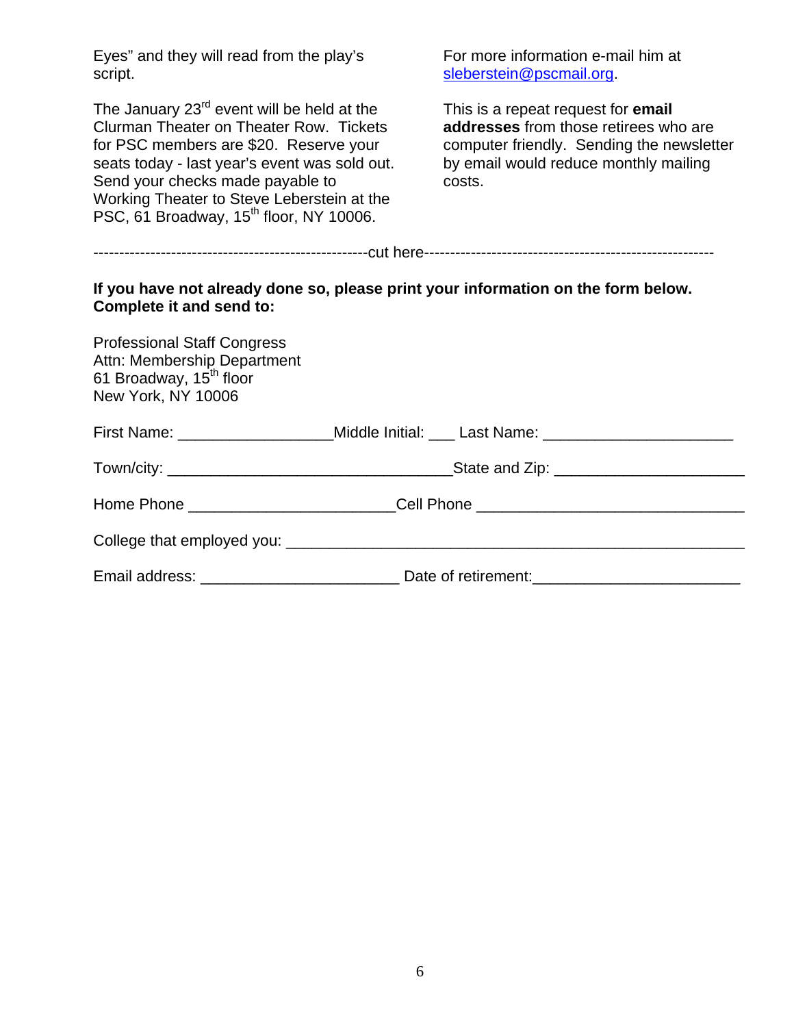Eyes" and they will read from the play's script.

The January 23rd event will be held at the Clurman Theater on Theater Row. Tickets for PSC members are $20. Reserve your seats today - last year's event was sold out. Send your checks made payable to Working Theater to Steve Leberstein at the PSC, 61 Broadway, 15th floor, NY 10006.

For more information e-mail him at sleberstein@pscmail.org.

This is a repeat request for **email addresses** from those retirees who are computer friendly. Sending the newsletter by email would reduce monthly mailing costs.

----------------------------------------------------cut here-------------------------------------------------------

**If you have not already done so, please print your information on the form below. Complete it and send to:**

Professional Staff Congress
Attn: Membership Department
61 Broadway, 15th floor
New York, NY 10006

First Name: _________________Middle Initial: ___ Last Name: _____________________

Town/city: ________________________________State and Zip: _____________________

Home Phone _______________________Cell Phone ______________________________

College that employed you: ____________________________________________________

Email address: ______________________ Date of retirement:_______________________